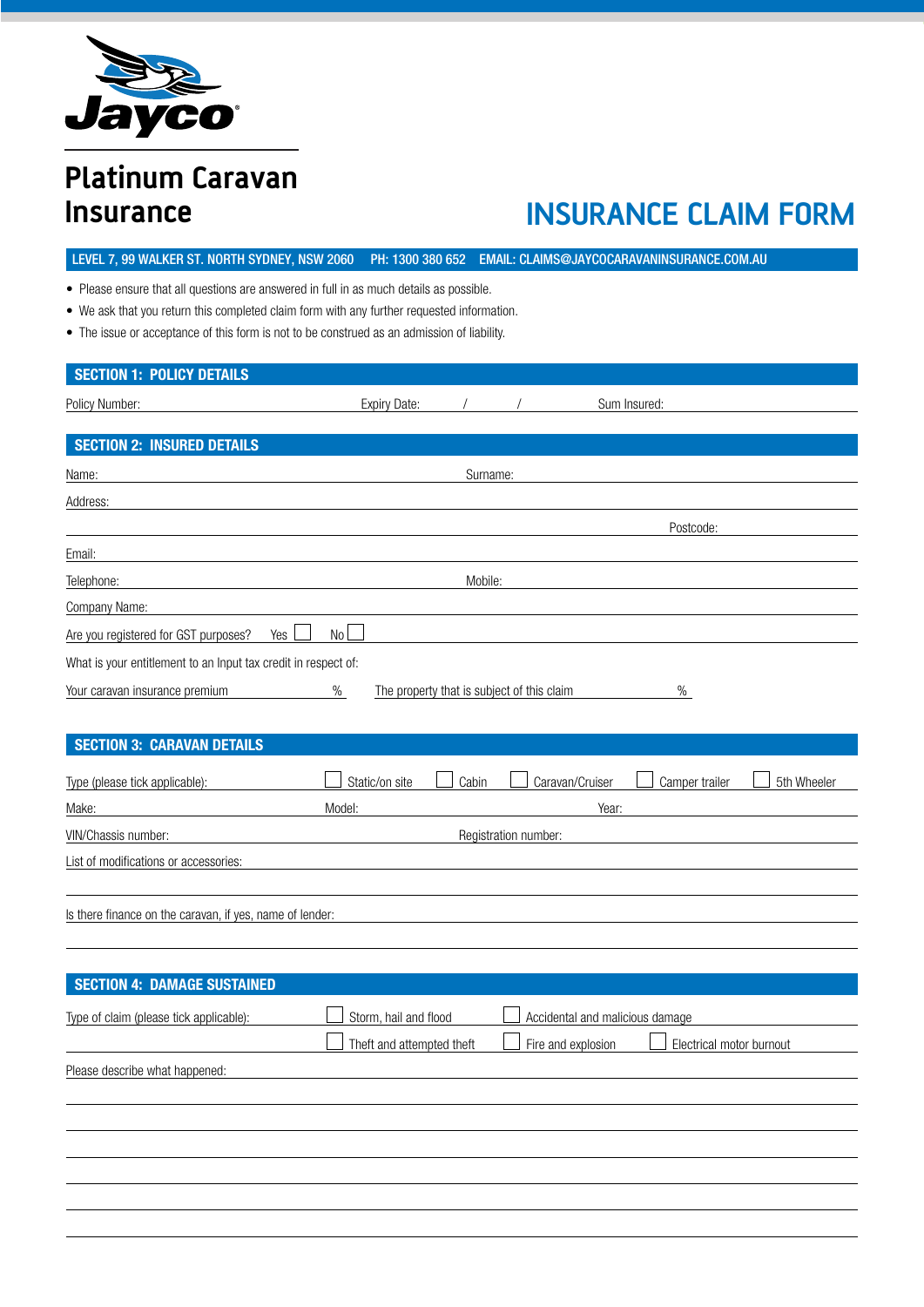Jayco

# Platinum Caravan Insurance

# INSURANCE CLAIM FORM

**LEVEL 7, 99 WALKER ST. NORTH SYDNEY, NSW 2060 PH: 1300 380 652 EMAIL: CLAIMS@JAYCOCARAVANINSURANCE.COM.AU**

- Please ensure that all questions are answered in full in as much details as possible.
- We ask that you return this completed claim form with any further requested information.
- The issue or acceptance of this form is not to be construed as an admission of liability.

## SECTION 1: POLICY DETAILS

Policy Number: Expiry Date: / / Sum Insured:

## SECTION 2: INSURED DETAILS

Name: Surname:

Address:

Postcode:

Email:

Telephone: Mobile:

Company Name:

Are you registered for GST purposes? Yes ☐ No ☐

What is your entitlement to an Input tax credit in respect of:

Your caravan insurance premium % The property that is subject of this claim %

## SECTION 3: CARAVAN DETAILS

Type (please tick applicable): ☐ Static/on site ☐ Cabin ☐ Caravan/Cruiser ☐ Camper trailer ☐ 5th Wheeler

Make: Model: Year:

VIN/Chassis number: Registration number:

List of modifications or accessories:

Is there finance on the caravan, if yes, name of lender:

## SECTION 4: DAMAGE SUSTAINED

Type of claim (please tick applicable): ☐ Storm, hail and flood ☐ Accidental and malicious damage

☐ Theft and attempted theft ☐ Fire and explosion ☐ Electrical motor burnout

Please describe what happened: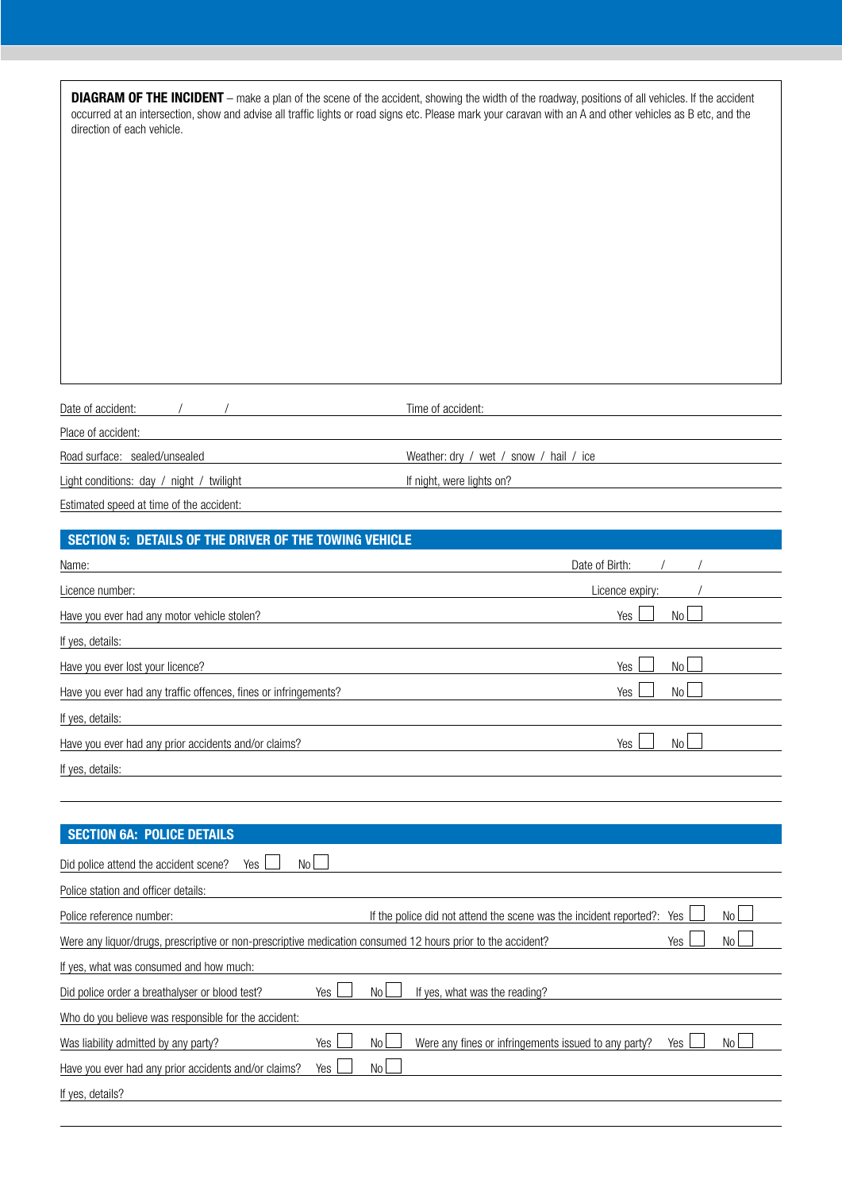**DIAGRAM OF THE INCIDENT** – make a plan of the scene of the accident, showing the width of the roadway, positions of all vehicles. If the accident occurred at an intersection, show and advise all traffic lights or road signs etc. Please mark your caravan with an A and other vehicles as B etc, and the direction of each vehicle.

Date of accident: / / Time of accident:

Place of accident:

Road surface: sealed/unsealed Weather: dry / wet / snow / hail / ice

Light conditions: day / night / twilight If night, were lights on?

Estimated speed at time of the accident:

## SECTION 5: DETAILS OF THE DRIVER OF THE TOWING VEHICLE

Name: Date of Birth: / /

Licence number: Licence expiry: /

Have you ever had any motor vehicle stolen? Yes ☐ No ☐

If yes, details:

Have you ever lost your licence? Yes ☐ No ☐

Have you ever had any traffic offences, fines or infringements? Yes ☐ No ☐

If yes, details:

Have you ever had any prior accidents and/or claims? Yes ☐ No ☐

If yes, details:

## SECTION 6A: POLICE DETAILS

Did police attend the accident scene? Yes ☐ No ☐

Police station and officer details:

Police reference number: If the police did not attend the scene was the incident reported?: Yes ☐ No ☐

Were any liquor/drugs, prescriptive or non-prescriptive medication consumed 12 hours prior to the accident? Yes ☐ No ☐

If yes, what was consumed and how much:

Did police order a breathalyser or blood test? Yes ☐ No ☐ If yes, what was the reading?

Who do you believe was responsible for the accident:

Was liability admitted by any party? Yes ☐ No ☐ Were any fines or infringements issued to any party? Yes ☐ No ☐

Have you ever had any prior accidents and/or claims? Yes ☐ No ☐

If yes, details?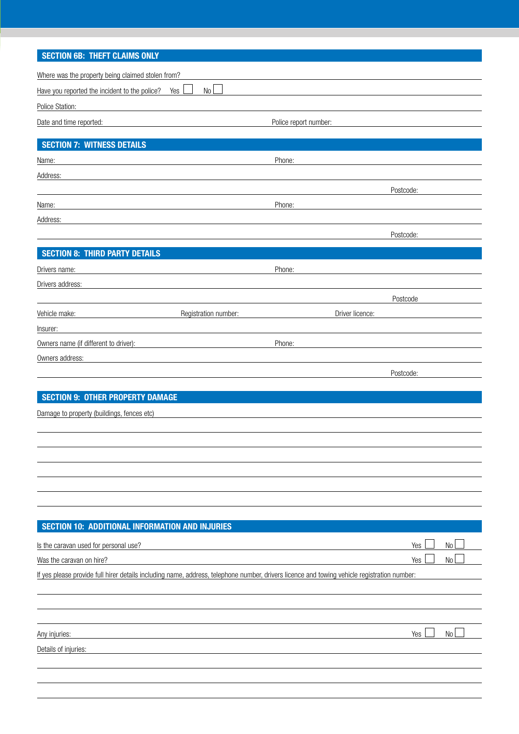## SECTION 6B: THEFT CLAIMS ONLY

Where was the property being claimed stolen from?

Have you reported the incident to the police? Yes ☐ No ☐

Police Station:

Date and time reported: Police report number:

## SECTION 7: WITNESS DETAILS

Name: Phone:

Address:

Postcode:

Name: Phone:

Address:

Postcode:

## SECTION 8: THIRD PARTY DETAILS

Drivers name: Phone:

Drivers address:

Postcode

Vehicle make: Registration number: Driver licence:

Insurer:

Owners name (if different to driver): Phone:

Owners address:

Postcode:

## SECTION 9: OTHER PROPERTY DAMAGE

Damage to property (buildings, fences etc)

## SECTION 10: ADDITIONAL INFORMATION AND INJURIES

Is the caravan used for personal use? Yes ☐ No ☐

Was the caravan on hire? Yes ☐ No ☐

If yes please provide full hirer details including name, address, telephone number, drivers licence and towing vehicle registration number:

Any injuries: Yes ☐ No ☐

Details of injuries: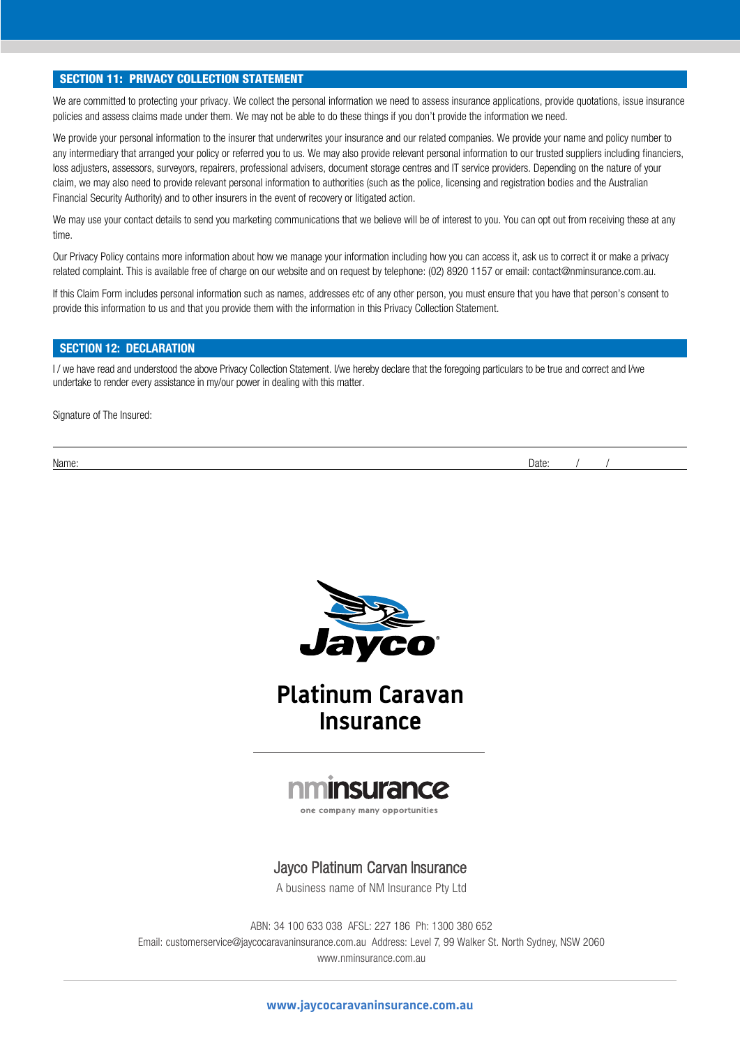## SECTION 11: PRIVACY COLLECTION STATEMENT

We are committed to protecting your privacy. We collect the personal information we need to assess insurance applications, provide quotations, issue insurance policies and assess claims made under them. We may not be able to do these things if you don't provide the information we need.

We provide your personal information to the insurer that underwrites your insurance and our related companies. We provide your name and policy number to any intermediary that arranged your policy or referred you to us. We may also provide relevant personal information to our trusted suppliers including financiers, loss adjusters, assessors, surveyors, repairers, professional advisers, document storage centres and IT service providers. Depending on the nature of your claim, we may also need to provide relevant personal information to authorities (such as the police, licensing and registration bodies and the Australian Financial Security Authority) and to other insurers in the event of recovery or litigated action.

We may use your contact details to send you marketing communications that we believe will be of interest to you. You can opt out from receiving these at any time.

Our Privacy Policy contains more information about how we manage your information including how you can access it, ask us to correct it or make a privacy related complaint. This is available free of charge on our website and on request by telephone: (02) 8920 1157 or email: contact@nminsurance.com.au.

If this Claim Form includes personal information such as names, addresses etc of any other person, you must ensure that you have that person's consent to provide this information to us and that you provide them with the information in this Privacy Collection Statement.

## SECTION 12: DECLARATION

I / we have read and understood the above Privacy Collection Statement. I/we hereby declare that the foregoing particulars to be true and correct and I/we undertake to render every assistance in my/our power in dealing with this matter.

Signature of The Insured:

Name: Date: / /

Jayco

**Platinum Caravan Insurance**

nminsurance

one company many opportunities

Jayco Platinum Carvan Insurance

A business name of NM Insurance Pty Ltd

ABN: 34 100 633 038 AFSL: 227 186 Ph: 1300 380 652

Email: customerservice@jaycocaravaninsurance.com.au Address: Level 7, 99 Walker St. North Sydney, NSW 2060

www.nminsurance.com.au

**www.jaycocaravaninsurance.com.au**